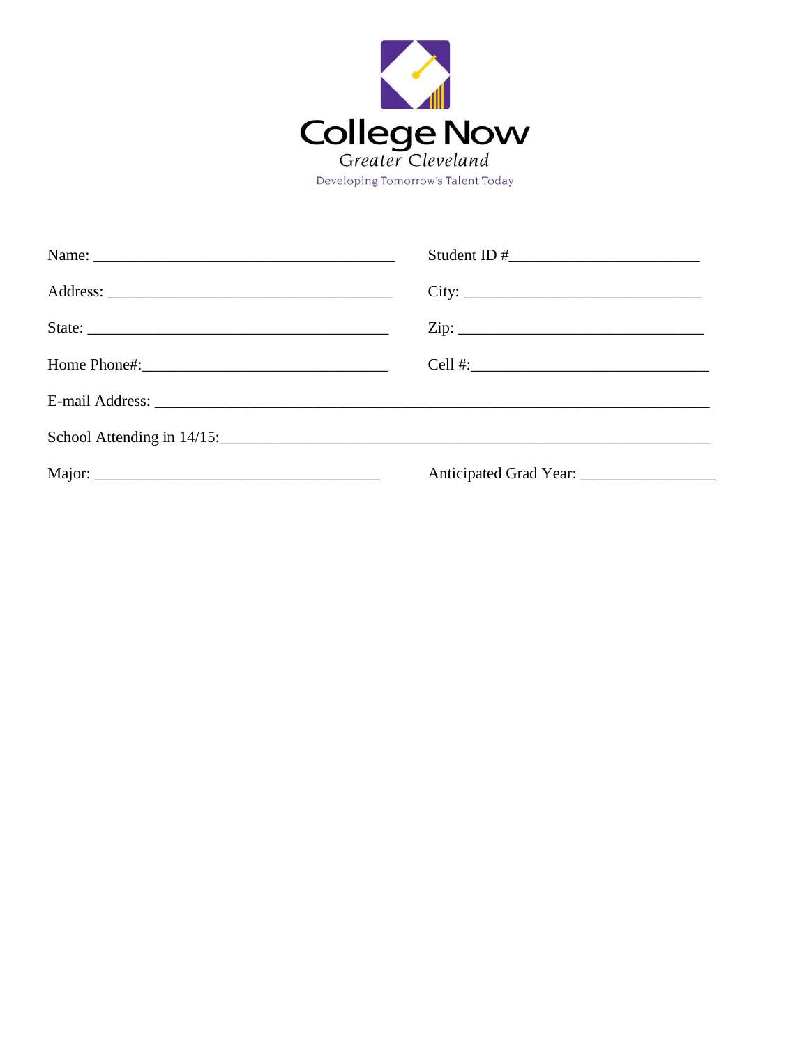College Now
Greater Cleveland
Developing Tomorrow's Talent Today

Name: ______________________________________ Student ID #________________________

Address: ____________________________________ City: ______________________________

State: ______________________________________ Zip: _______________________________

Home Phone#:_______________________________ Cell #:______________________________

E-mail Address: ______________________________________________________________________

School Attending in 14/15:_____________________________________________________________

Major: ____________________________________ Anticipated Grad Year: _________________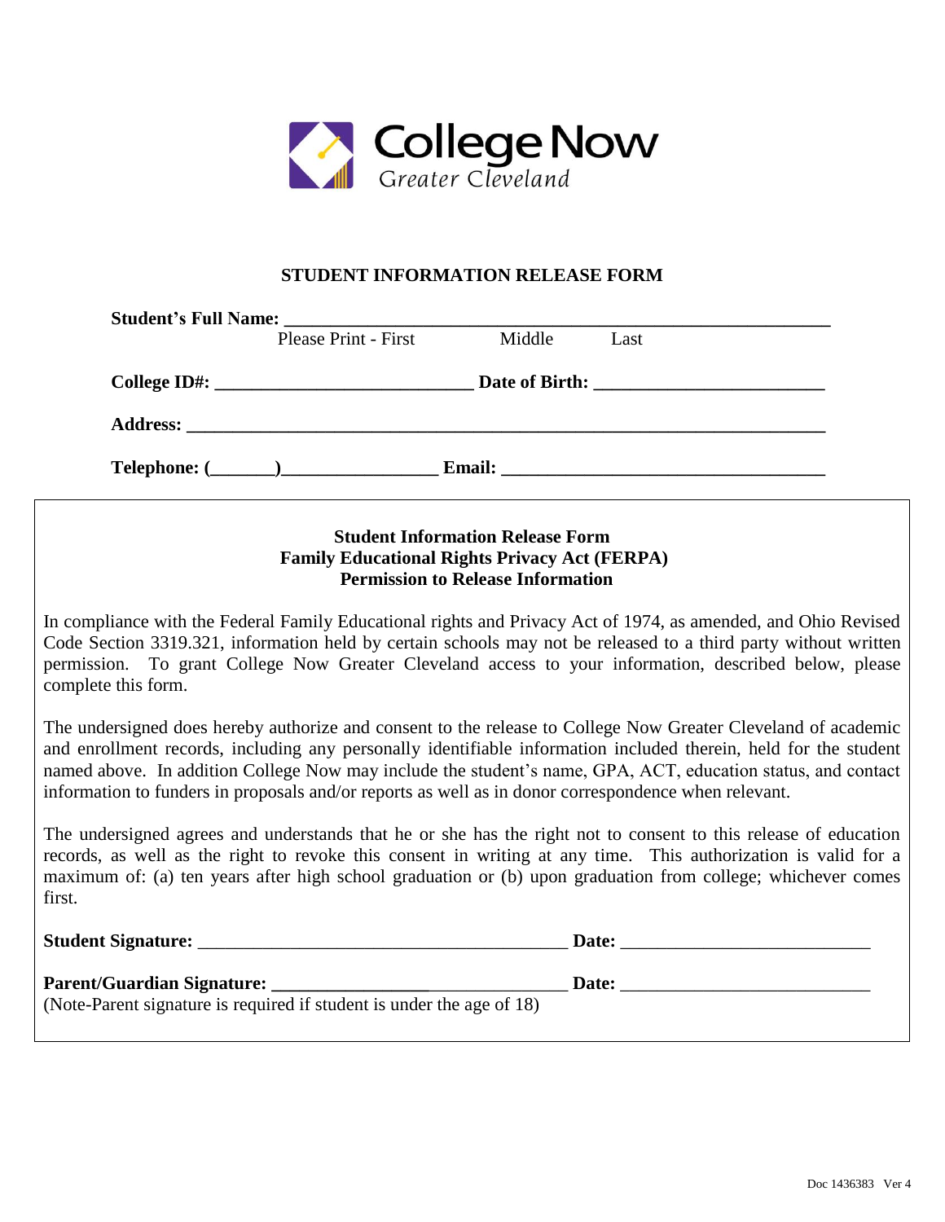College Now
Greater Cleveland

## STUDENT INFORMATION RELEASE FORM

**Student's Full Name:** ______________________________________________________________
Please Print - First Middle Last

**College ID#:** ____________________________ **Date of Birth:** _________________________

**Address:** _______________________________________________________________________

**Telephone: (_______)_________________ Email:** ___________________________________

### Student Information Release Form
### Family Educational Rights Privacy Act (FERPA)
### Permission to Release Information

In compliance with the Federal Family Educational rights and Privacy Act of 1974, as amended, and Ohio Revised Code Section 3319.321, information held by certain schools may not be released to a third party without written permission. To grant College Now Greater Cleveland access to your information, described below, please complete this form.

The undersigned does hereby authorize and consent to the release to College Now Greater Cleveland of academic and enrollment records, including any personally identifiable information included therein, held for the student named above. In addition College Now may include the student's name, GPA, ACT, education status, and contact information to funders in proposals and/or reports as well as in donor correspondence when relevant.

The undersigned agrees and understands that he or she has the right not to consent to this release of education records, as well as the right to revoke this consent in writing at any time. This authorization is valid for a maximum of: (a) ten years after high school graduation or (b) upon graduation from college; whichever comes first.

**Student Signature:** _________________________________________ **Date:** ___________________________

**Parent/Guardian Signature:** _________________________________ **Date:** ___________________________
(Note-Parent signature is required if student is under the age of 18)

Doc 1436383 Ver 4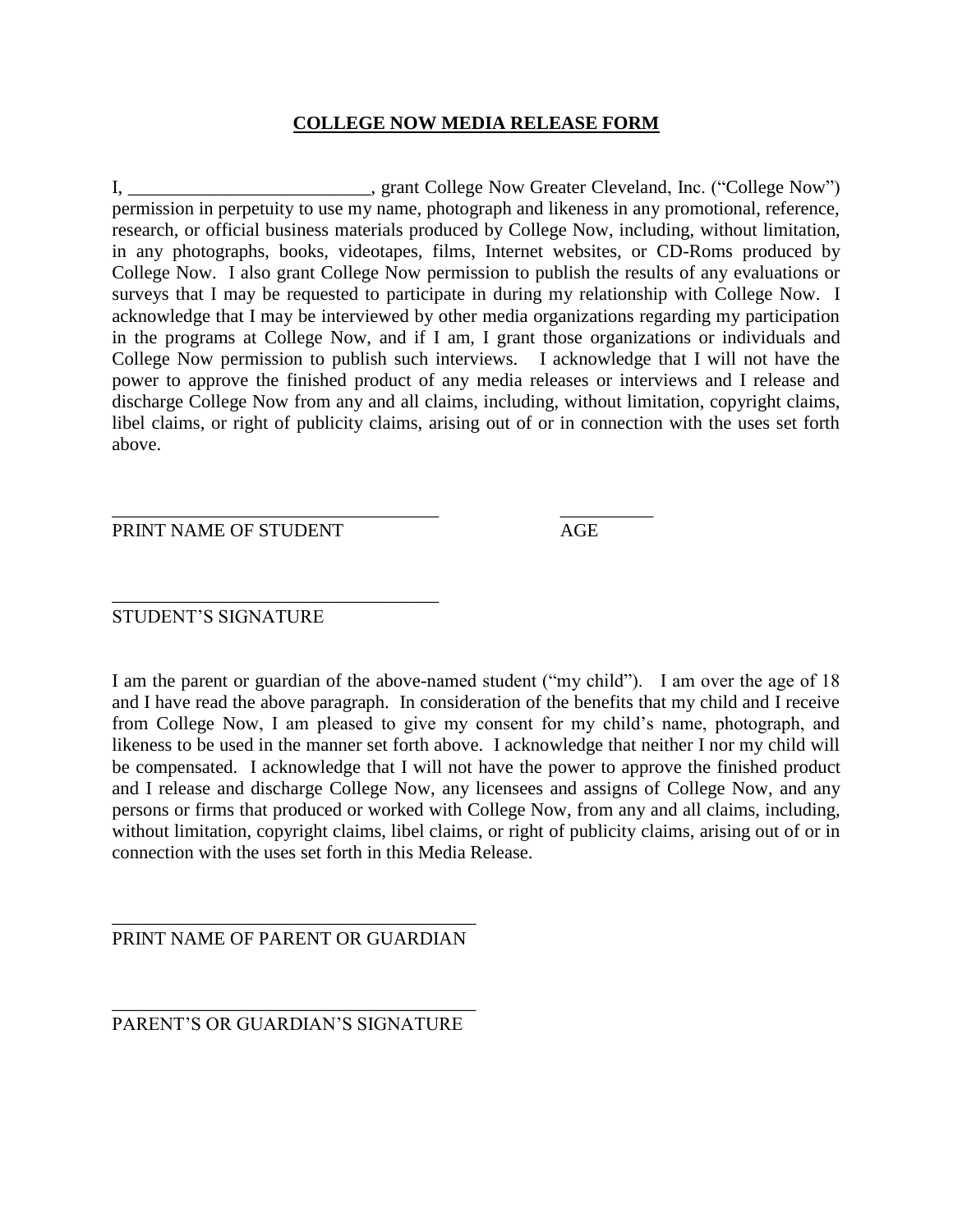**COLLEGE NOW MEDIA RELEASE FORM**

I, __________________________, grant College Now Greater Cleveland, Inc. ("College Now") permission in perpetuity to use my name, photograph and likeness in any promotional, reference, research, or official business materials produced by College Now, including, without limitation, in any photographs, books, videotapes, films, Internet websites, or CD-Roms produced by College Now. I also grant College Now permission to publish the results of any evaluations or surveys that I may be requested to participate in during my relationship with College Now. I acknowledge that I may be interviewed by other media organizations regarding my participation in the programs at College Now, and if I am, I grant those organizations or individuals and College Now permission to publish such interviews. I acknowledge that I will not have the power to approve the finished product of any media releases or interviews and I release and discharge College Now from any and all claims, including, without limitation, copyright claims, libel claims, or right of publicity claims, arising out of or in connection with the uses set forth above.

____________________________________ __________

PRINT NAME OF STUDENT AGE

____________________________________

STUDENT'S SIGNATURE

I am the parent or guardian of the above-named student ("my child"). I am over the age of 18 and I have read the above paragraph. In consideration of the benefits that my child and I receive from College Now, I am pleased to give my consent for my child's name, photograph, and likeness to be used in the manner set forth above. I acknowledge that neither I nor my child will be compensated. I acknowledge that I will not have the power to approve the finished product and I release and discharge College Now, any licensees and assigns of College Now, and any persons or firms that produced or worked with College Now, from any and all claims, including, without limitation, copyright claims, libel claims, or right of publicity claims, arising out of or in connection with the uses set forth in this Media Release.

________________________________________

PRINT NAME OF PARENT OR GUARDIAN

________________________________________

PARENT'S OR GUARDIAN'S SIGNATURE